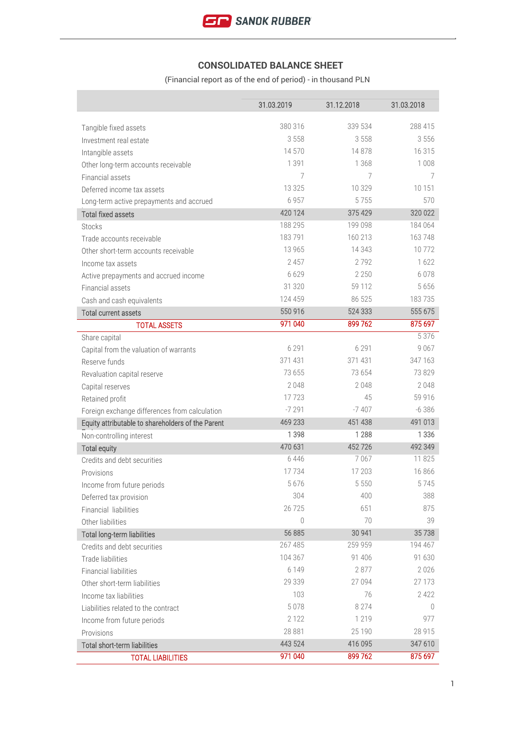## CONSOLIDATED BALANCE SHEET

(Financial report as of the end of period) - in thousand PLN

| | 31.03.2019 | 31.12.2018 | 31.03.2018 |
|---|---|---|---|
| Tangible fixed assets | 380 316 | 339 534 | 288 415 |
| Investment real estate | 3 558 | 3 558 | 3 556 |
| Intangible assets | 14 570 | 14 878 | 16 315 |
| Other long-term accounts receivable | 1 391 | 1 368 | 1 008 |
| Financial assets | 7 | 7 | 7 |
| Deferred income tax assets | 13 325 | 10 329 | 10 151 |
| Long-term active prepayments and accrued | 6 957 | 5 755 | 570 |
| Total fixed assets | 420 124 | 375 429 | 320 022 |
| Stocks | 188 295 | 199 098 | 184 064 |
| Trade accounts receivable | 183 791 | 160 213 | 163 748 |
| Other short-term accounts receivable | 13 965 | 14 343 | 10 772 |
| Income tax assets | 2 457 | 2 792 | 1 622 |
| Active prepayments and accrued income | 6 629 | 2 250 | 6 078 |
| Financial assets | 31 320 | 59 112 | 5 656 |
| Cash and cash equivalents | 124 459 | 86 525 | 183 735 |
| Total current assets | 550 916 | 524 333 | 555 675 |
| TOTAL ASSETS | 971 040 | 899 762 | 875 697 |
| Share capital | | | 5 376 |
| Capital from the valuation of warrants | 6 291 | 6 291 | 9 067 |
| Reserve funds | 371 431 | 371 431 | 347 163 |
| Revaluation capital reserve | 73 655 | 73 654 | 73 829 |
| Capital reserves | 2 048 | 2 048 | 2 048 |
| Retained profit | 17 723 | 45 | 59 916 |
| Foreign exchange differences from calculation | -7 291 | -7 407 | -6 386 |
| Equity attributable to shareholders of the Parent | 469 233 | 451 438 | 491 013 |
| Non-controlling interest | 1 398 | 1 288 | 1 336 |
| Total equity | 470 631 | 452 726 | 492 349 |
| Credits and debt securities | 6 446 | 7 067 | 11 825 |
| Provisions | 17 734 | 17 203 | 16 866 |
| Income from future periods | 5 676 | 5 550 | 5 745 |
| Deferred tax provision | 304 | 400 | 388 |
| Financial liabilities | 26 725 | 651 | 875 |
| Other liabilities | 0 | 70 | 39 |
| Total long-term liabilities | 56 885 | 30 941 | 35 738 |
| Credits and debt securities | 267 485 | 259 959 | 194 467 |
| Trade liabilities | 104 367 | 91 406 | 91 630 |
| Financial liabilities | 6 149 | 2 877 | 2 026 |
| Other short-term liabilities | 29 339 | 27 094 | 27 173 |
| Income tax liabilities | 103 | 76 | 2 422 |
| Liabilities related to the contract | 5 078 | 8 274 | 0 |
| Income from future periods | 2 122 | 1 219 | 977 |
| Provisions | 28 881 | 25 190 | 28 915 |
| Total short-term liabilities | 443 524 | 416 095 | 347 610 |
| TOTAL LIABILITIES | 971 040 | 899 762 | 875 697 |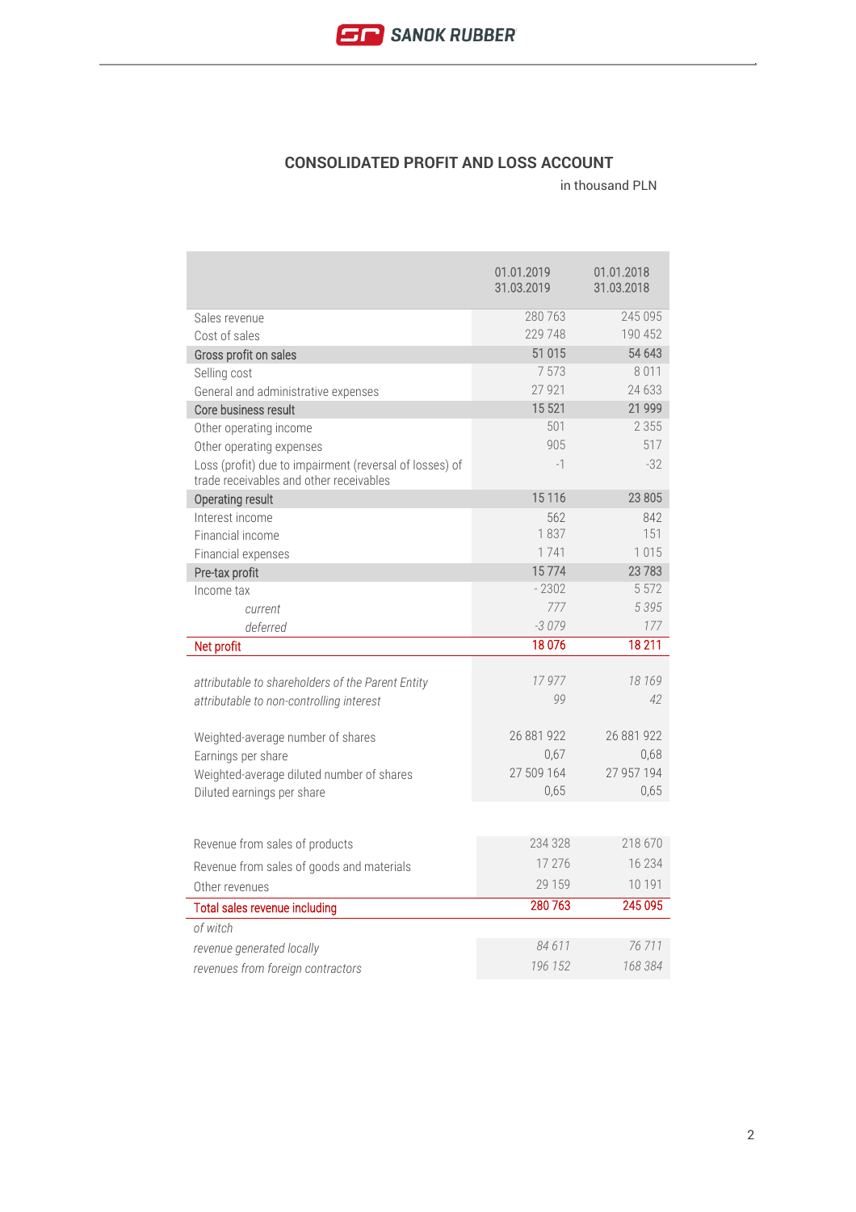## CONSOLIDATED PROFIT AND LOSS ACCOUNT

in thousand PLN

| | 01.01.2019 31.03.2019 | 01.01.2018 31.03.2018 |
|---|---|---|
| Sales revenue | 280 763 | 245 095 |
| Cost of sales | 229 748 | 190 452 |
| Gross profit on sales | 51 015 | 54 643 |
| Selling cost | 7 573 | 8 011 |
| General and administrative expenses | 27 921 | 24 633 |
| Core business result | 15 521 | 21 999 |
| Other operating income | 501 | 2 355 |
| Other operating expenses | 905 | 517 |
| Loss (profit) due to impairment (reversal of losses) of trade receivables and other receivables | -1 | -32 |
| Operating result | 15 116 | 23 805 |
| Interest income | 562 | 842 |
| Financial income | 1 837 | 151 |
| Financial expenses | 1 741 | 1 015 |
| Pre-tax profit | 15 774 | 23 783 |
| Income tax | - 2302 | 5 572 |
| *current* | *777* | *5 395* |
| *deferred* | *-3 079* | *177* |
| Net profit | 18 076 | 18 211 |
| | | |
| *attributable to shareholders of the Parent Entity* | *17 977* | *18 169* |
| *attributable to non-controlling interest* | *99* | *42* |
| | | |
| Weighted-average number of shares | 26 881 922 | 26 881 922 |
| Earnings per share | 0,67 | 0,68 |
| Weighted-average diluted number of shares | 27 509 164 | 27 957 194 |
| Diluted earnings per share | 0,65 | 0,65 |

| | | |
|---|---|---|
| Revenue from sales of products | 234 328 | 218 670 |
| Revenue from sales of goods and materials | 17 276 | 16 234 |
| Other revenues | 29 159 | 10 191 |
| Total sales revenue including | 280 763 | 245 095 |
| *of witch* | | |
| *revenue generated locally* | *84 611* | *76 711* |
| *revenues from foreign contractors* | *196 152* | *168 384* |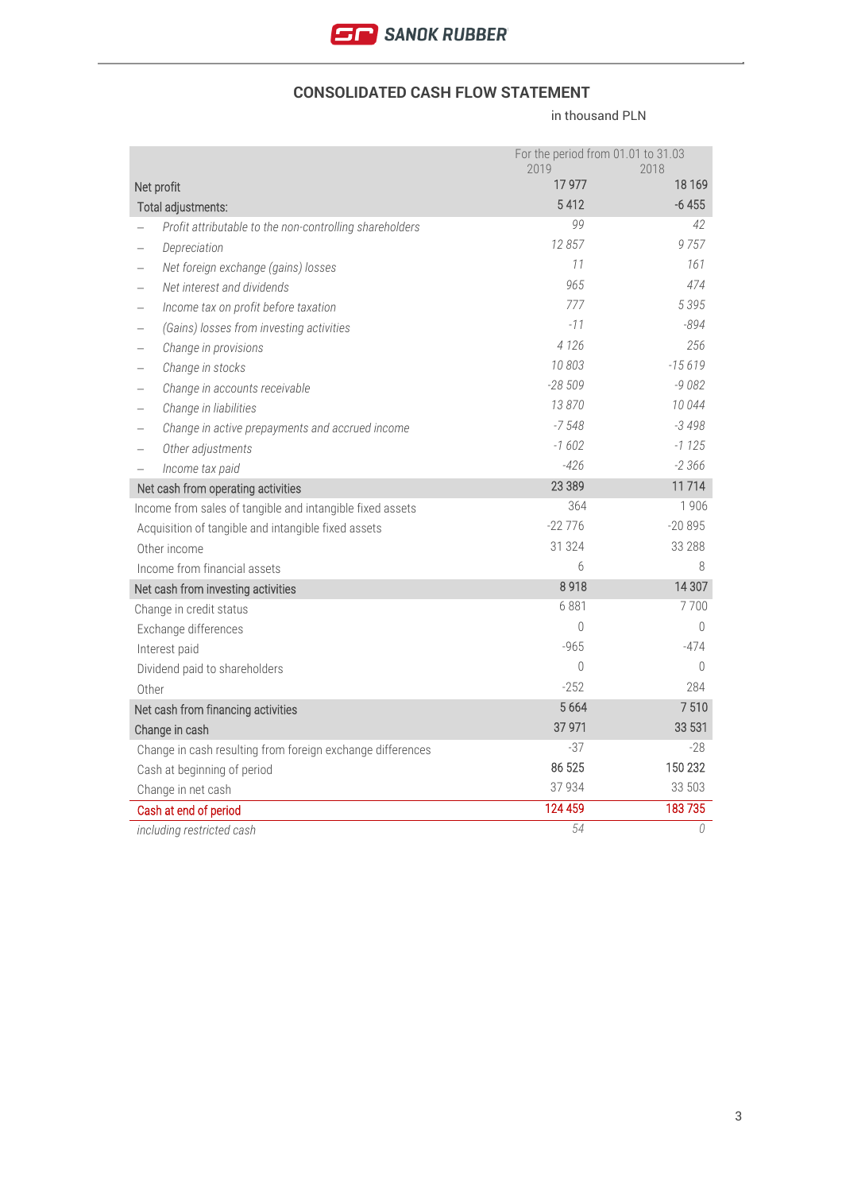## CONSOLIDATED CASH FLOW STATEMENT

in thousand PLN

| | For the period from 01.01 to 31.03 | |
|---|---|---|
| | 2019 | 2018 |
| Net profit | 17 977 | 18 169 |
| Total adjustments: | 5 412 | -6 455 |
| – *Profit attributable to the non-controlling shareholders* | *99* | *42* |
| – *Depreciation* | *12 857* | *9 757* |
| – *Net foreign exchange (gains) losses* | *11* | *161* |
| – *Net interest and dividends* | *965* | *474* |
| – *Income tax on profit before taxation* | *777* | *5 395* |
| – *(Gains) losses from investing activities* | *-11* | *-894* |
| – *Change in provisions* | *4 126* | *256* |
| – *Change in stocks* | *10 803* | *-15 619* |
| – *Change in accounts receivable* | *-28 509* | *-9 082* |
| – *Change in liabilities* | *13 870* | *10 044* |
| – *Change in active prepayments and accrued income* | *-7 548* | *-3 498* |
| – *Other adjustments* | *-1 602* | *-1 125* |
| – *Income tax paid* | *-426* | *-2 366* |
| Net cash from operating activities | 23 389 | 11 714 |
| Income from sales of tangible and intangible fixed assets | 364 | 1 906 |
| Acquisition of tangible and intangible fixed assets | -22 776 | -20 895 |
| Other income | 31 324 | 33 288 |
| Income from financial assets | 6 | 8 |
| Net cash from investing activities | 8 918 | 14 307 |
| Change in credit status | 6 881 | 7 700 |
| Exchange differences | 0 | 0 |
| Interest paid | -965 | -474 |
| Dividend paid to shareholders | 0 | 0 |
| Other | -252 | 284 |
| Net cash from financing activities | 5 664 | 7 510 |
| Change in cash | 37 971 | 33 531 |
| Change in cash resulting from foreign exchange differences | -37 | -28 |
| Cash at beginning of period | 86 525 | 150 232 |
| Change in net cash | 37 934 | 33 503 |
| Cash at end of period | 124 459 | 183 735 |
| *including restricted cash* | *54* | *0* |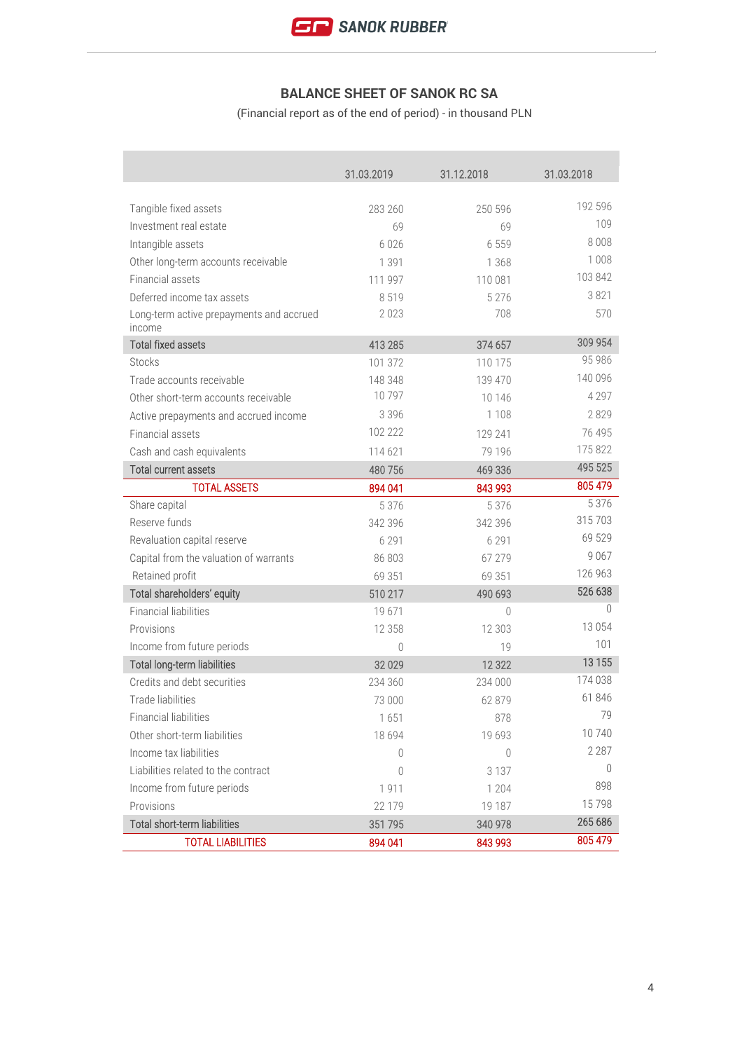## BALANCE SHEET OF SANOK RC SA

(Financial report as of the end of period) - in thousand PLN

| | 31.03.2019 | 31.12.2018 | 31.03.2018 |
|---|---|---|---|
| Tangible fixed assets | 283 260 | 250 596 | 192 596 |
| Investment real estate | 69 | 69 | 109 |
| Intangible assets | 6 026 | 6 559 | 8 008 |
| Other long-term accounts receivable | 1 391 | 1 368 | 1 008 |
| Financial assets | 111 997 | 110 081 | 103 842 |
| Deferred income tax assets | 8 519 | 5 276 | 3 821 |
| Long-term active prepayments and accrued income | 2 023 | 708 | 570 |
| Total fixed assets | 413 285 | 374 657 | 309 954 |
| Stocks | 101 372 | 110 175 | 95 986 |
| Trade accounts receivable | 148 348 | 139 470 | 140 096 |
| Other short-term accounts receivable | 10 797 | 10 146 | 4 297 |
| Active prepayments and accrued income | 3 396 | 1 108 | 2 829 |
| Financial assets | 102 222 | 129 241 | 76 495 |
| Cash and cash equivalents | 114 621 | 79 196 | 175 822 |
| Total current assets | 480 756 | 469 336 | 495 525 |
| TOTAL ASSETS | 894 041 | 843 993 | 805 479 |
| Share capital | 5 376 | 5 376 | 5 376 |
| Reserve funds | 342 396 | 342 396 | 315 703 |
| Revaluation capital reserve | 6 291 | 6 291 | 69 529 |
| Capital from the valuation of warrants | 86 803 | 67 279 | 9 067 |
| Retained profit | 69 351 | 69 351 | 126 963 |
| Total shareholders' equity | 510 217 | 490 693 | 526 638 |
| Financial liabilities | 19 671 | 0 | 0 |
| Provisions | 12 358 | 12 303 | 13 054 |
| Income from future periods | 0 | 19 | 101 |
| Total long-term liabilities | 32 029 | 12 322 | 13 155 |
| Credits and debt securities | 234 360 | 234 000 | 174 038 |
| Trade liabilities | 73 000 | 62 879 | 61 846 |
| Financial liabilities | 1 651 | 878 | 79 |
| Other short-term liabilities | 18 694 | 19 693 | 10 740 |
| Income tax liabilities | 0 | 0 | 2 287 |
| Liabilities related to the contract | 0 | 3 137 | 0 |
| Income from future periods | 1 911 | 1 204 | 898 |
| Provisions | 22 179 | 19 187 | 15 798 |
| Total short-term liabilities | 351 795 | 340 978 | 265 686 |
| TOTAL LIABILITIES | 894 041 | 843 993 | 805 479 |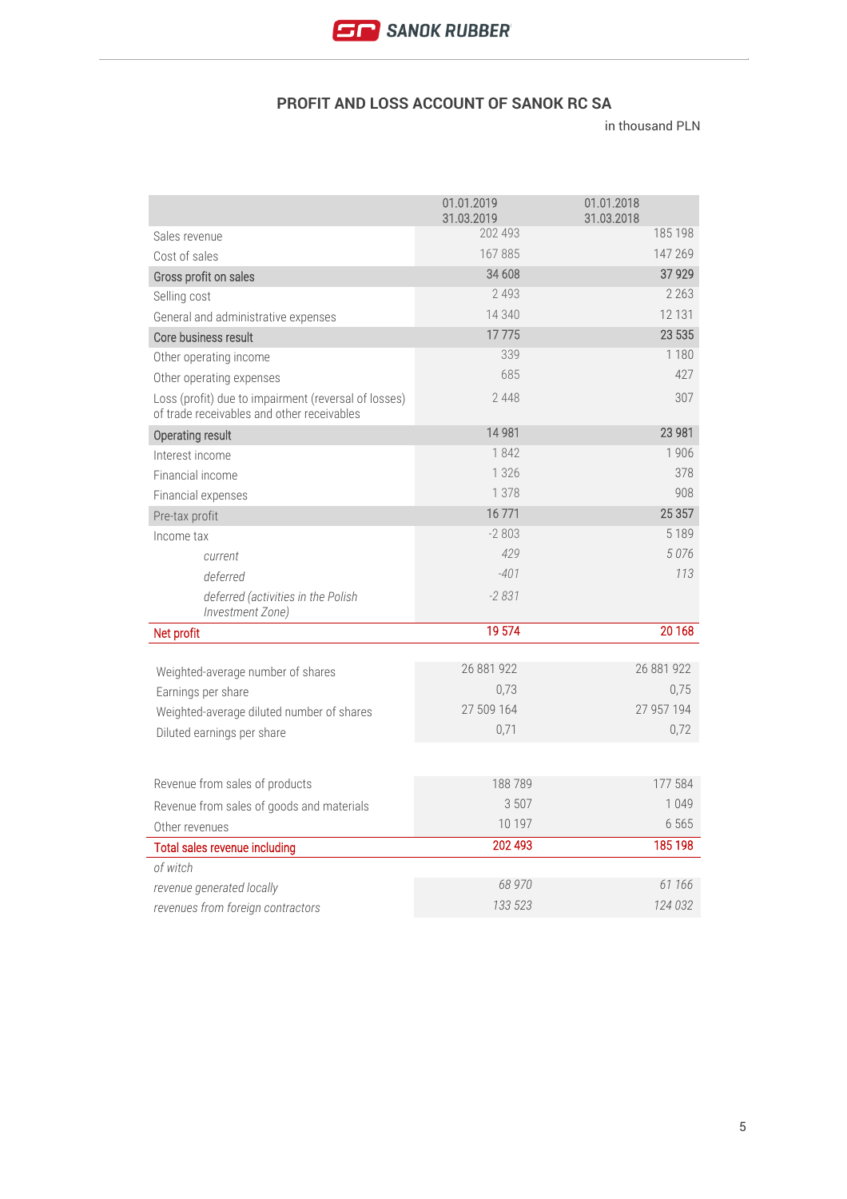## PROFIT AND LOSS ACCOUNT OF SANOK RC SA

in thousand PLN

| | 01.01.2019 31.03.2019 | 01.01.2018 31.03.2018 |
|---|---|---|
| Sales revenue | 202 493 | 185 198 |
| Cost of sales | 167 885 | 147 269 |
| Gross profit on sales | 34 608 | 37 929 |
| Selling cost | 2 493 | 2 263 |
| General and administrative expenses | 14 340 | 12 131 |
| Core business result | 17 775 | 23 535 |
| Other operating income | 339 | 1 180 |
| Other operating expenses | 685 | 427 |
| Loss (profit) due to impairment (reversal of losses) of trade receivables and other receivables | 2 448 | 307 |
| Operating result | 14 981 | 23 981 |
| Interest income | 1 842 | 1 906 |
| Financial income | 1 326 | 378 |
| Financial expenses | 1 378 | 908 |
| Pre-tax profit | 16 771 | 25 357 |
| Income tax | -2 803 | 5 189 |
| *current* | *429* | *5 076* |
| *deferred* | *-401* | *113* |
| *deferred (activities in the Polish Investment Zone)* | *-2 831* | |
| Net profit | 19 574 | 20 168 |

| | | |
|---|---|---|
| Weighted-average number of shares | 26 881 922 | 26 881 922 |
| Earnings per share | 0,73 | 0,75 |
| Weighted-average diluted number of shares | 27 509 164 | 27 957 194 |
| Diluted earnings per share | 0,71 | 0,72 |

| | | |
|---|---|---|
| Revenue from sales of products | 188 789 | 177 584 |
| Revenue from sales of goods and materials | 3 507 | 1 049 |
| Other revenues | 10 197 | 6 565 |
| Total sales revenue including | 202 493 | 185 198 |
| *of witch* | | |
| *revenue generated locally* | *68 970* | *61 166* |
| *revenues from foreign contractors* | *133 523* | *124 032* |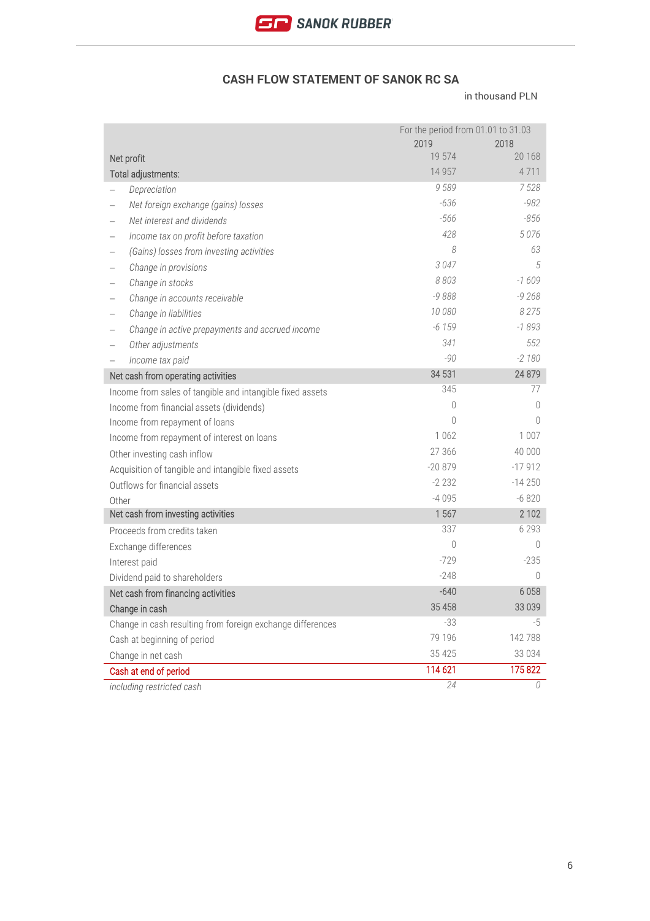## CASH FLOW STATEMENT OF SANOK RC SA

in thousand PLN

| | For the period from 01.01 to 31.03 | |
|---|---|---|
| | 2019 | 2018 |
| Net profit | 19 574 | 20 168 |
| Total adjustments: | 14 957 | 4 711 |
| – *Depreciation* | *9 589* | *7 528* |
| – *Net foreign exchange (gains) losses* | *-636* | *-982* |
| – *Net interest and dividends* | *-566* | *-856* |
| – *Income tax on profit before taxation* | *428* | *5 076* |
| – *(Gains) losses from investing activities* | *8* | *63* |
| – *Change in provisions* | *3 047* | *5* |
| – *Change in stocks* | *8 803* | *-1 609* |
| – *Change in accounts receivable* | *-9 888* | *-9 268* |
| – *Change in liabilities* | *10 080* | *8 275* |
| – *Change in active prepayments and accrued income* | *-6 159* | *-1 893* |
| – *Other adjustments* | *341* | *552* |
| – *Income tax paid* | *-90* | *-2 180* |
| Net cash from operating activities | 34 531 | 24 879 |
| Income from sales of tangible and intangible fixed assets | 345 | 77 |
| Income from financial assets (dividends) | 0 | 0 |
| Income from repayment of loans | 0 | 0 |
| Income from repayment of interest on loans | 1 062 | 1 007 |
| Other investing cash inflow | 27 366 | 40 000 |
| Acquisition of tangible and intangible fixed assets | -20 879 | -17 912 |
| Outflows for financial assets | -2 232 | -14 250 |
| Other | -4 095 | -6 820 |
| Net cash from investing activities | 1 567 | 2 102 |
| Proceeds from credits taken | 337 | 6 293 |
| Exchange differences | 0 | 0 |
| Interest paid | -729 | -235 |
| Dividend paid to shareholders | -248 | 0 |
| Net cash from financing activities | -640 | 6 058 |
| Change in cash | 35 458 | 33 039 |
| Change in cash resulting from foreign exchange differences | -33 | -5 |
| Cash at beginning of period | 79 196 | 142 788 |
| Change in net cash | 35 425 | 33 034 |
| Cash at end of period | 114 621 | 175 822 |
| *including restricted cash* | *24* | *0* |